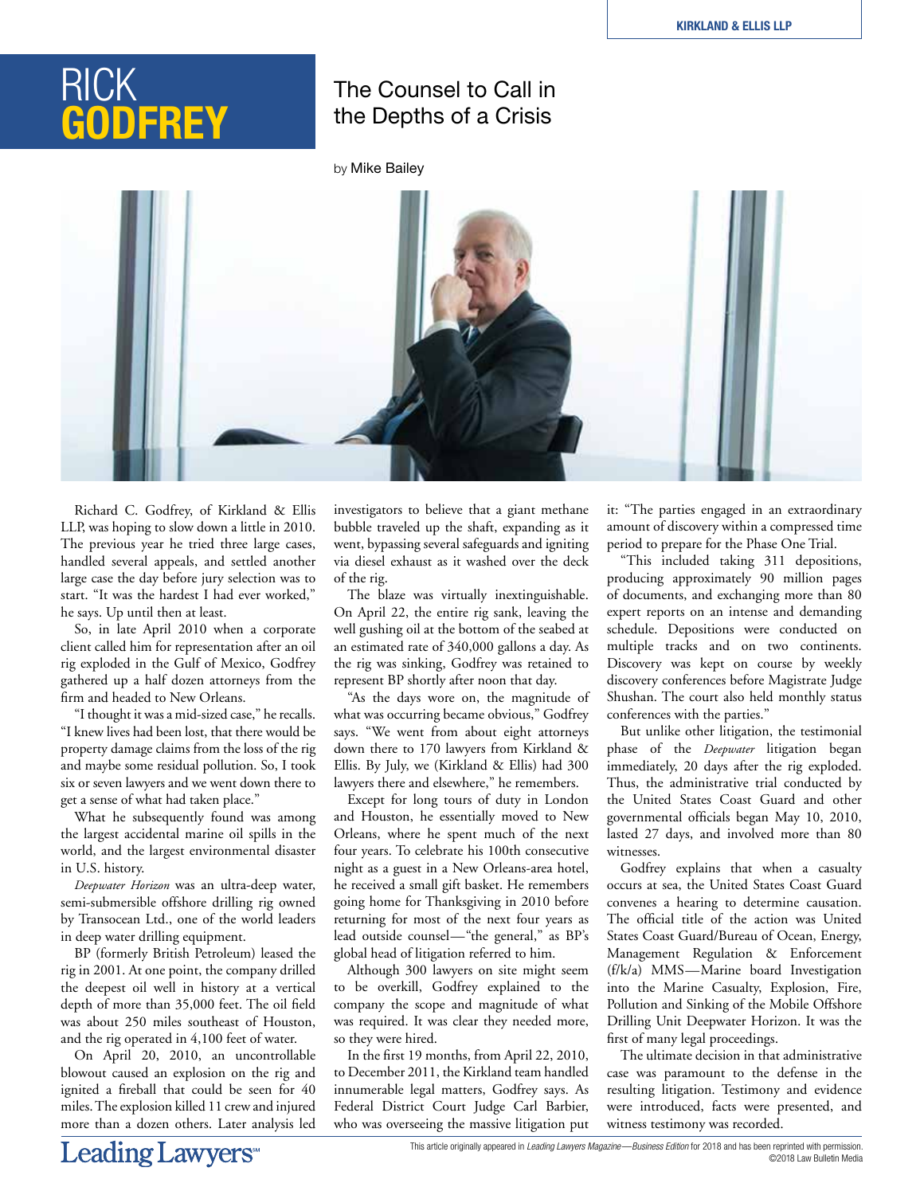# RICK GODFREY

## The Counsel to Call in the Depths of a Crisis

by Mike Bailey

Richard C. Godfrey, of Kirkland & Ellis LLP, was hoping to slow down a little in 2010. The previous year he tried three large cases, handled several appeals, and settled another large case the day before jury selection was to start. "It was the hardest I had ever worked," he says. Up until then at least.

So, in late April 2010 when a corporate client called him for representation after an oil rig exploded in the Gulf of Mexico, Godfrey gathered up a half dozen attorneys from the firm and headed to New Orleans.

"I thought it was a mid-sized case," he recalls. "I knew lives had been lost, that there would be property damage claims from the loss of the rig and maybe some residual pollution. So, I took six or seven lawyers and we went down there to get a sense of what had taken place."

What he subsequently found was among the largest accidental marine oil spills in the world, and the largest environmental disaster in U.S. history.

*Deepwater Horizon* was an ultra-deep water, semi-submersible offshore drilling rig owned by Transocean Ltd., one of the world leaders in deep water drilling equipment.

BP (formerly British Petroleum) leased the rig in 2001. At one point, the company drilled the deepest oil well in history at a vertical depth of more than 35,000 feet. The oil field was about 250 miles southeast of Houston, and the rig operated in 4,100 feet of water.

On April 20, 2010, an uncontrollable blowout caused an explosion on the rig and ignited a fireball that could be seen for 40 miles. The explosion killed 11 crew and injured more than a dozen others. Later analysis led investigators to believe that a giant methane bubble traveled up the shaft, expanding as it went, bypassing several safeguards and igniting via diesel exhaust as it washed over the deck of the rig.

The blaze was virtually inextinguishable. On April 22, the entire rig sank, leaving the well gushing oil at the bottom of the seabed at an estimated rate of 340,000 gallons a day. As the rig was sinking, Godfrey was retained to represent BP shortly after noon that day.

"As the days wore on, the magnitude of what was occurring became obvious," Godfrey says. "We went from about eight attorneys down there to 170 lawyers from Kirkland & Ellis. By July, we (Kirkland & Ellis) had 300 lawyers there and elsewhere," he remembers.

Except for long tours of duty in London and Houston, he essentially moved to New Orleans, where he spent much of the next four years. To celebrate his 100th consecutive night as a guest in a New Orleans-area hotel, he received a small gift basket. He remembers going home for Thanksgiving in 2010 before returning for most of the next four years as lead outside counsel—"the general," as BP's global head of litigation referred to him.

Although 300 lawyers on site might seem to be overkill, Godfrey explained to the company the scope and magnitude of what was required. It was clear they needed more, so they were hired.

In the first 19 months, from April 22, 2010, to December 2011, the Kirkland team handled innumerable legal matters, Godfrey says. As Federal District Court Judge Carl Barbier, who was overseeing the massive litigation put it: "The parties engaged in an extraordinary amount of discovery within a compressed time period to prepare for the Phase One Trial.

"This included taking 311 depositions, producing approximately 90 million pages of documents, and exchanging more than 80 expert reports on an intense and demanding schedule. Depositions were conducted on multiple tracks and on two continents. Discovery was kept on course by weekly discovery conferences before Magistrate Judge Shushan. The court also held monthly status conferences with the parties."

But unlike other litigation, the testimonial phase of the *Deepwater* litigation began immediately, 20 days after the rig exploded. Thus, the administrative trial conducted by the United States Coast Guard and other governmental officials began May 10, 2010, lasted 27 days, and involved more than 80 witnesses.

Godfrey explains that when a casualty occurs at sea, the United States Coast Guard convenes a hearing to determine causation. The official title of the action was United States Coast Guard/Bureau of Ocean, Energy, Management Regulation & Enforcement (f/k/a) MMS—Marine board Investigation into the Marine Casualty, Explosion, Fire, Pollution and Sinking of the Mobile Offshore Drilling Unit Deepwater Horizon. It was the first of many legal proceedings.

The ultimate decision in that administrative case was paramount to the defense in the resulting litigation. Testimony and evidence were introduced, facts were presented, and witness testimony was recorded.

This article originally appeared in *Leading Lawyers Magazine—Business Edition* for 2018 and has been reprinted with permission. ©2018 Law Bulletin Media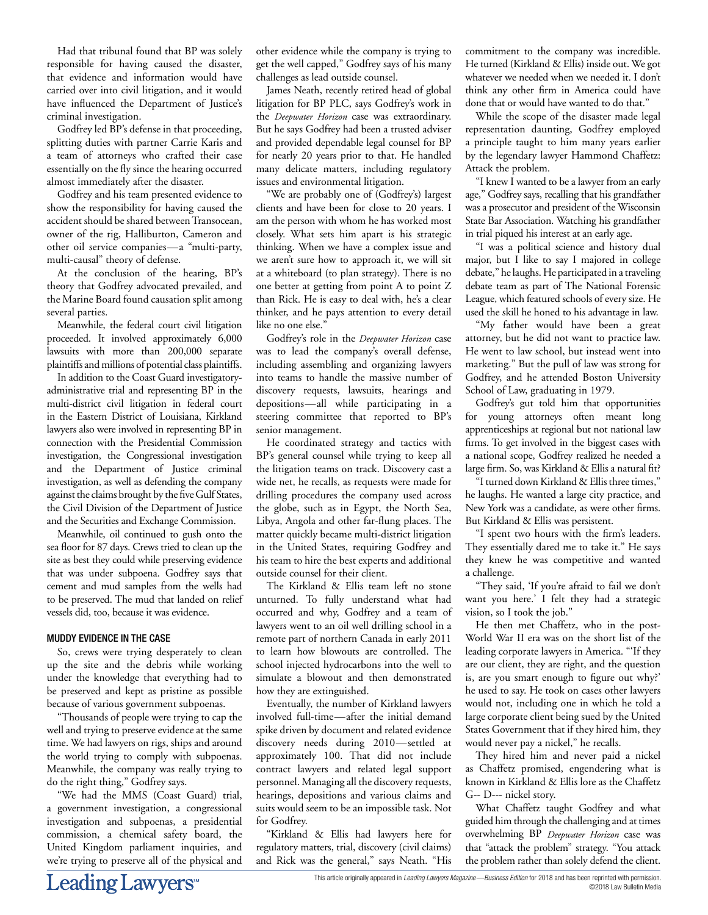Had that tribunal found that BP was solely responsible for having caused the disaster, that evidence and information would have carried over into civil litigation, and it would have influenced the Department of Justice's criminal investigation.

Godfrey led BP's defense in that proceeding, splitting duties with partner Carrie Karis and a team of attorneys who crafted their case essentially on the fly since the hearing occurred almost immediately after the disaster.

Godfrey and his team presented evidence to show the responsibility for having caused the accident should be shared between Transocean, owner of the rig, Halliburton, Cameron and other oil service companies—a "multi-party, multi-causal" theory of defense.

At the conclusion of the hearing, BP's theory that Godfrey advocated prevailed, and the Marine Board found causation split among several parties.

Meanwhile, the federal court civil litigation proceeded. It involved approximately 6,000 lawsuits with more than 200,000 separate plaintiffs and millions of potential class plaintiffs.

In addition to the Coast Guard investigatory-administrative trial and representing BP in the multi-district civil litigation in federal court in the Eastern District of Louisiana, Kirkland lawyers also were involved in representing BP in connection with the Presidential Commission investigation, the Congressional investigation and the Department of Justice criminal investigation, as well as defending the company against the claims brought by the five Gulf States, the Civil Division of the Department of Justice and the Securities and Exchange Commission.

Meanwhile, oil continued to gush onto the sea floor for 87 days. Crews tried to clean up the site as best they could while preserving evidence that was under subpoena. Godfrey says that cement and mud samples from the wells had to be preserved. The mud that landed on relief vessels did, too, because it was evidence.

### MUDDY EVIDENCE IN THE CASE

So, crews were trying desperately to clean up the site and the debris while working under the knowledge that everything had to be preserved and kept as pristine as possible because of various government subpoenas.

"Thousands of people were trying to cap the well and trying to preserve evidence at the same time. We had lawyers on rigs, ships and around the world trying to comply with subpoenas. Meanwhile, the company was really trying to do the right thing," Godfrey says.

"We had the MMS (Coast Guard) trial, a government investigation, a congressional investigation and subpoenas, a presidential commission, a chemical safety board, the United Kingdom parliament inquiries, and we're trying to preserve all of the physical and other evidence while the company is trying to get the well capped," Godfrey says of his many challenges as lead outside counsel.

James Neath, recently retired head of global litigation for BP PLC, says Godfrey's work in the *Deepwater Horizon* case was extraordinary. But he says Godfrey had been a trusted adviser and provided dependable legal counsel for BP for nearly 20 years prior to that. He handled many delicate matters, including regulatory issues and environmental litigation.

"We are probably one of (Godfrey's) largest clients and have been for close to 20 years. I am the person with whom he has worked most closely. What sets him apart is his strategic thinking. When we have a complex issue and we aren't sure how to approach it, we will sit at a whiteboard (to plan strategy). There is no one better at getting from point A to point Z than Rick. He is easy to deal with, he's a clear thinker, and he pays attention to every detail like no one else."

Godfrey's role in the *Deepwater Horizon* case was to lead the company's overall defense, including assembling and organizing lawyers into teams to handle the massive number of discovery requests, lawsuits, hearings and depositions—all while participating in a steering committee that reported to BP's senior management.

He coordinated strategy and tactics with BP's general counsel while trying to keep all the litigation teams on track. Discovery cast a wide net, he recalls, as requests were made for drilling procedures the company used across the globe, such as in Egypt, the North Sea, Libya, Angola and other far-flung places. The matter quickly became multi-district litigation in the United States, requiring Godfrey and his team to hire the best experts and additional outside counsel for their client.

The Kirkland & Ellis team left no stone unturned. To fully understand what had occurred and why, Godfrey and a team of lawyers went to an oil well drilling school in a remote part of northern Canada in early 2011 to learn how blowouts are controlled. The school injected hydrocarbons into the well to simulate a blowout and then demonstrated how they are extinguished.

Eventually, the number of Kirkland lawyers involved full-time—after the initial demand spike driven by document and related evidence discovery needs during 2010—settled at approximately 100. That did not include contract lawyers and related legal support personnel. Managing all the discovery requests, hearings, depositions and various claims and suits would seem to be an impossible task. Not for Godfrey.

"Kirkland & Ellis had lawyers here for regulatory matters, trial, discovery (civil claims) and Rick was the general," says Neath. "His commitment to the company was incredible. He turned (Kirkland & Ellis) inside out. We got whatever we needed when we needed it. I don't think any other firm in America could have done that or would have wanted to do that."

While the scope of the disaster made legal representation daunting, Godfrey employed a principle taught to him many years earlier by the legendary lawyer Hammond Chaffetz: Attack the problem.

"I knew I wanted to be a lawyer from an early age," Godfrey says, recalling that his grandfather was a prosecutor and president of the Wisconsin State Bar Association. Watching his grandfather in trial piqued his interest at an early age.

"I was a political science and history dual major, but I like to say I majored in college debate," he laughs. He participated in a traveling debate team as part of The National Forensic League, which featured schools of every size. He used the skill he honed to his advantage in law.

"My father would have been a great attorney, but he did not want to practice law. He went to law school, but instead went into marketing." But the pull of law was strong for Godfrey, and he attended Boston University School of Law, graduating in 1979.

Godfrey's gut told him that opportunities for young attorneys often meant long apprenticeships at regional but not national law firms. To get involved in the biggest cases with a national scope, Godfrey realized he needed a large firm. So, was Kirkland & Ellis a natural fit?

"I turned down Kirkland & Ellis three times," he laughs. He wanted a large city practice, and New York was a candidate, as were other firms. But Kirkland & Ellis was persistent.

"I spent two hours with the firm's leaders. They essentially dared me to take it." He says they knew he was competitive and wanted a challenge.

"They said, 'If you're afraid to fail we don't want you here.' I felt they had a strategic vision, so I took the job."

He then met Chaffetz, who in the post-World War II era was on the short list of the leading corporate lawyers in America. "'If they are our client, they are right, and the question is, are you smart enough to figure out why?' he used to say. He took on cases other lawyers would not, including one in which he told a large corporate client being sued by the United States Government that if they hired him, they would never pay a nickel," he recalls.

They hired him and never paid a nickel as Chaffetz promised, engendering what is known in Kirkland & Ellis lore as the Chaffetz G-- D--- nickel story.

What Chaffetz taught Godfrey and what guided him through the challenging and at times overwhelming BP *Deepwater Horizon* case was that "attack the problem" strategy. "You attack the problem rather than solely defend the client.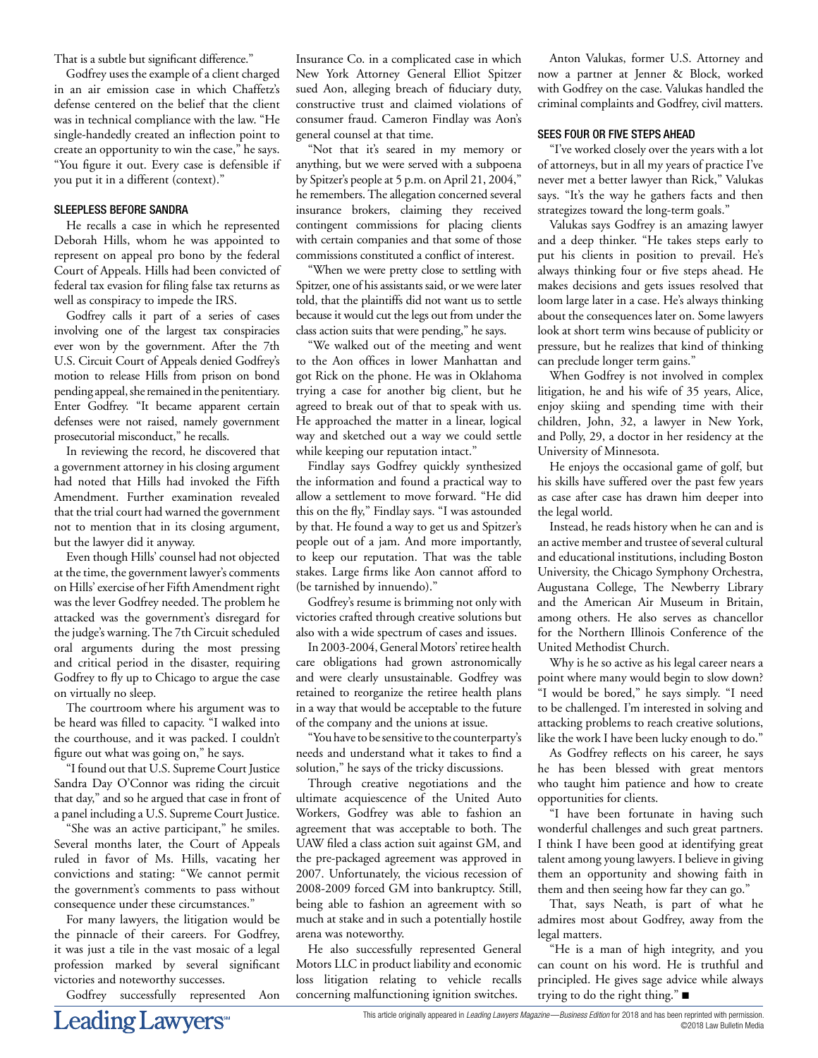That is a subtle but significant difference."

Godfrey uses the example of a client charged in an air emission case in which Chaffetz's defense centered on the belief that the client was in technical compliance with the law. "He single-handedly created an inflection point to create an opportunity to win the case," he says. "You figure it out. Every case is defensible if you put it in a different (context)."

### SLEEPLESS BEFORE SANDRA

He recalls a case in which he represented Deborah Hills, whom he was appointed to represent on appeal pro bono by the federal Court of Appeals. Hills had been convicted of federal tax evasion for filing false tax returns as well as conspiracy to impede the IRS.

Godfrey calls it part of a series of cases involving one of the largest tax conspiracies ever won by the government. After the 7th U.S. Circuit Court of Appeals denied Godfrey's motion to release Hills from prison on bond pending appeal, she remained in the penitentiary. Enter Godfrey. "It became apparent certain defenses were not raised, namely government prosecutorial misconduct," he recalls.

In reviewing the record, he discovered that a government attorney in his closing argument had noted that Hills had invoked the Fifth Amendment. Further examination revealed that the trial court had warned the government not to mention that in its closing argument, but the lawyer did it anyway.

Even though Hills' counsel had not objected at the time, the government lawyer's comments on Hills' exercise of her Fifth Amendment right was the lever Godfrey needed. The problem he attacked was the government's disregard for the judge's warning. The 7th Circuit scheduled oral arguments during the most pressing and critical period in the disaster, requiring Godfrey to fly up to Chicago to argue the case on virtually no sleep.

The courtroom where his argument was to be heard was filled to capacity. "I walked into the courthouse, and it was packed. I couldn't figure out what was going on," he says.

"I found out that U.S. Supreme Court Justice Sandra Day O'Connor was riding the circuit that day," and so he argued that case in front of a panel including a U.S. Supreme Court Justice.

"She was an active participant," he smiles. Several months later, the Court of Appeals ruled in favor of Ms. Hills, vacating her convictions and stating: "We cannot permit the government's comments to pass without consequence under these circumstances."

For many lawyers, the litigation would be the pinnacle of their careers. For Godfrey, it was just a tile in the vast mosaic of a legal profession marked by several significant victories and noteworthy successes.

Godfrey successfully represented Aon Insurance Co. in a complicated case in which New York Attorney General Elliot Spitzer sued Aon, alleging breach of fiduciary duty, constructive trust and claimed violations of consumer fraud. Cameron Findlay was Aon's general counsel at that time.

"Not that it's seared in my memory or anything, but we were served with a subpoena by Spitzer's people at 5 p.m. on April 21, 2004," he remembers. The allegation concerned several insurance brokers, claiming they received contingent commissions for placing clients with certain companies and that some of those commissions constituted a conflict of interest.

"When we were pretty close to settling with Spitzer, one of his assistants said, or we were later told, that the plaintiffs did not want us to settle because it would cut the legs out from under the class action suits that were pending," he says.

"We walked out of the meeting and went to the Aon offices in lower Manhattan and got Rick on the phone. He was in Oklahoma trying a case for another big client, but he agreed to break out of that to speak with us. He approached the matter in a linear, logical way and sketched out a way we could settle while keeping our reputation intact."

Findlay says Godfrey quickly synthesized the information and found a practical way to allow a settlement to move forward. "He did this on the fly," Findlay says. "I was astounded by that. He found a way to get us and Spitzer's people out of a jam. And more importantly, to keep our reputation. That was the table stakes. Large firms like Aon cannot afford to (be tarnished by innuendo)."

Godfrey's resume is brimming not only with victories crafted through creative solutions but also with a wide spectrum of cases and issues.

In 2003-2004, General Motors' retiree health care obligations had grown astronomically and were clearly unsustainable. Godfrey was retained to reorganize the retiree health plans in a way that would be acceptable to the future of the company and the unions at issue.

"You have to be sensitive to the counterparty's needs and understand what it takes to find a solution," he says of the tricky discussions.

Through creative negotiations and the ultimate acquiescence of the United Auto Workers, Godfrey was able to fashion an agreement that was acceptable to both. The UAW filed a class action suit against GM, and the pre-packaged agreement was approved in 2007. Unfortunately, the vicious recession of 2008-2009 forced GM into bankruptcy. Still, being able to fashion an agreement with so much at stake and in such a potentially hostile arena was noteworthy.

He also successfully represented General Motors LLC in product liability and economic loss litigation relating to vehicle recalls concerning malfunctioning ignition switches.

Anton Valukas, former U.S. Attorney and now a partner at Jenner & Block, worked with Godfrey on the case. Valukas handled the criminal complaints and Godfrey, civil matters.

### SEES FOUR OR FIVE STEPS AHEAD

"I've worked closely over the years with a lot of attorneys, but in all my years of practice I've never met a better lawyer than Rick," Valukas says. "It's the way he gathers facts and then strategizes toward the long-term goals."

Valukas says Godfrey is an amazing lawyer and a deep thinker. "He takes steps early to put his clients in position to prevail. He's always thinking four or five steps ahead. He makes decisions and gets issues resolved that loom large later in a case. He's always thinking about the consequences later on. Some lawyers look at short term wins because of publicity or pressure, but he realizes that kind of thinking can preclude longer term gains."

When Godfrey is not involved in complex litigation, he and his wife of 35 years, Alice, enjoy skiing and spending time with their children, John, 32, a lawyer in New York, and Polly, 29, a doctor in her residency at the University of Minnesota.

He enjoys the occasional game of golf, but his skills have suffered over the past few years as case after case has drawn him deeper into the legal world.

Instead, he reads history when he can and is an active member and trustee of several cultural and educational institutions, including Boston University, the Chicago Symphony Orchestra, Augustana College, The Newberry Library and the American Air Museum in Britain, among others. He also serves as chancellor for the Northern Illinois Conference of the United Methodist Church.

Why is he so active as his legal career nears a point where many would begin to slow down? "I would be bored," he says simply. "I need to be challenged. I'm interested in solving and attacking problems to reach creative solutions, like the work I have been lucky enough to do."

As Godfrey reflects on his career, he says he has been blessed with great mentors who taught him patience and how to create opportunities for clients.

"I have been fortunate in having such wonderful challenges and such great partners. I think I have been good at identifying great talent among young lawyers. I believe in giving them an opportunity and showing faith in them and then seeing how far they can go."

That, says Neath, is part of what he admires most about Godfrey, away from the legal matters.

"He is a man of high integrity, and you can count on his word. He is truthful and principled. He gives sage advice while always trying to do the right thing." ■

This article originally appeared in *Leading Lawyers Magazine—Business Edition* for 2018 and has been reprinted with permission. ©2018 Law Bulletin Media